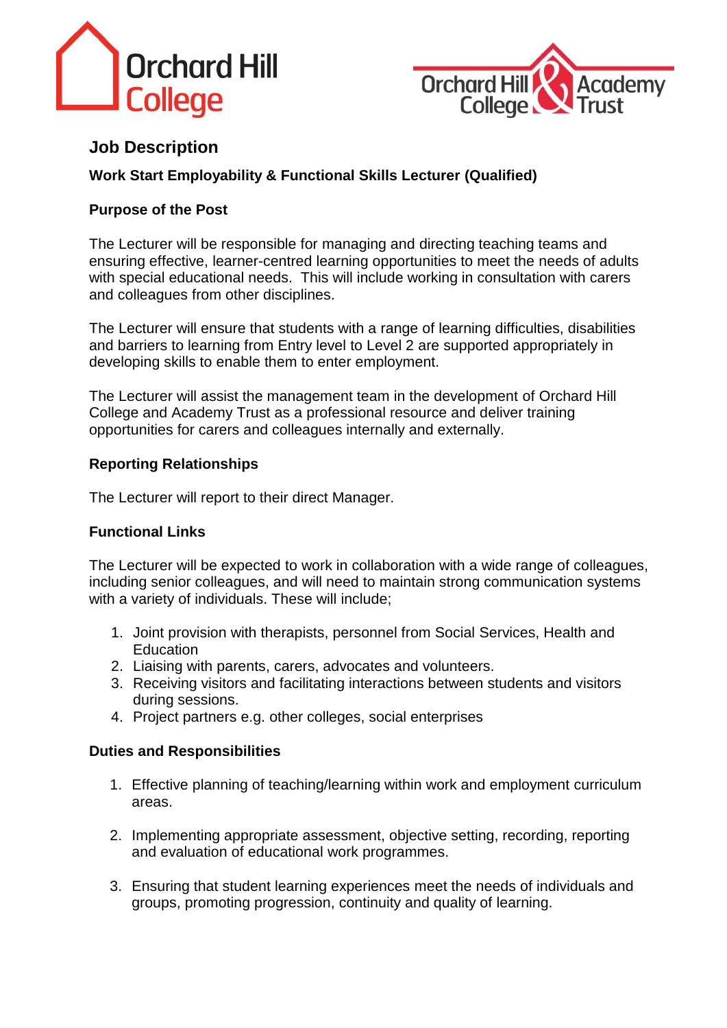## Job Description

**Work Start Employability & Functional Skills Lecturer (Qualified)**

**Purpose of the Post**

The Lecturer will be responsible for managing and directing teaching teams and ensuring effective, learner-centred learning opportunities to meet the needs of adults with special educational needs. This will include working in consultation with carers and colleagues from other disciplines.

The Lecturer will ensure that students with a range of learning difficulties, disabilities and barriers to learning from Entry level to Level 2 are supported appropriately in developing skills to enable them to enter employment.

The Lecturer will assist the management team in the development of Orchard Hill College and Academy Trust as a professional resource and deliver training opportunities for carers and colleagues internally and externally.

**Reporting Relationships**

The Lecturer will report to their direct Manager.

**Functional Links**

The Lecturer will be expected to work in collaboration with a wide range of colleagues, including senior colleagues, and will need to maintain strong communication systems with a variety of individuals. These will include;

1. Joint provision with therapists, personnel from Social Services, Health and Education
2. Liaising with parents, carers, advocates and volunteers.
3. Receiving visitors and facilitating interactions between students and visitors during sessions.
4. Project partners e.g. other colleges, social enterprises

**Duties and Responsibilities**

1. Effective planning of teaching/learning within work and employment curriculum areas.

2. Implementing appropriate assessment, objective setting, recording, reporting and evaluation of educational work programmes.

3. Ensuring that student learning experiences meet the needs of individuals and groups, promoting progression, continuity and quality of learning.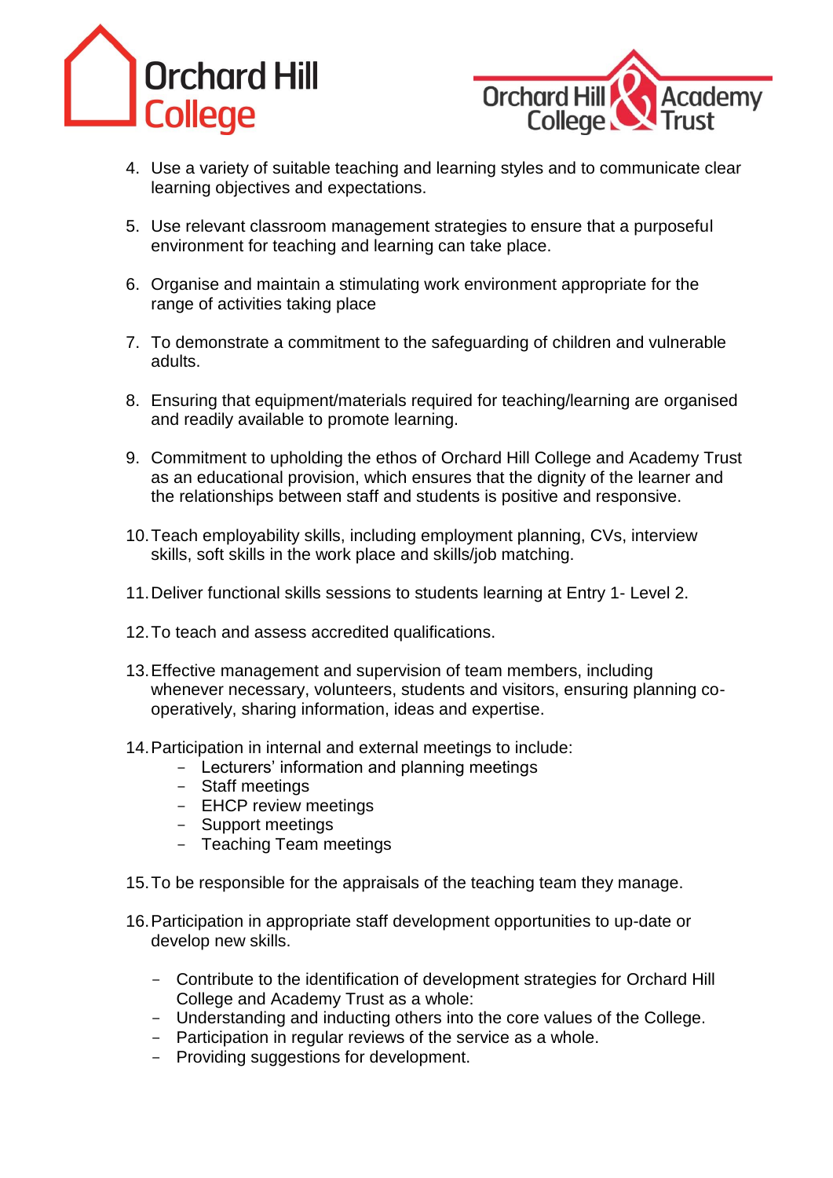4. Use a variety of suitable teaching and learning styles and to communicate clear learning objectives and expectations.

5. Use relevant classroom management strategies to ensure that a purposeful environment for teaching and learning can take place.

6. Organise and maintain a stimulating work environment appropriate for the range of activities taking place

7. To demonstrate a commitment to the safeguarding of children and vulnerable adults.

8. Ensuring that equipment/materials required for teaching/learning are organised and readily available to promote learning.

9. Commitment to upholding the ethos of Orchard Hill College and Academy Trust as an educational provision, which ensures that the dignity of the learner and the relationships between staff and students is positive and responsive.

10. Teach employability skills, including employment planning, CVs, interview skills, soft skills in the work place and skills/job matching.

11. Deliver functional skills sessions to students learning at Entry 1- Level 2.

12. To teach and assess accredited qualifications.

13. Effective management and supervision of team members, including whenever necessary, volunteers, students and visitors, ensuring planning co-operatively, sharing information, ideas and expertise.

14. Participation in internal and external meetings to include:
    - Lecturers' information and planning meetings
    - Staff meetings
    - EHCP review meetings
    - Support meetings
    - Teaching Team meetings

15. To be responsible for the appraisals of the teaching team they manage.

16. Participation in appropriate staff development opportunities to up-date or develop new skills.

    - Contribute to the identification of development strategies for Orchard Hill College and Academy Trust as a whole:
    - Understanding and inducting others into the core values of the College.
    - Participation in regular reviews of the service as a whole.
    - Providing suggestions for development.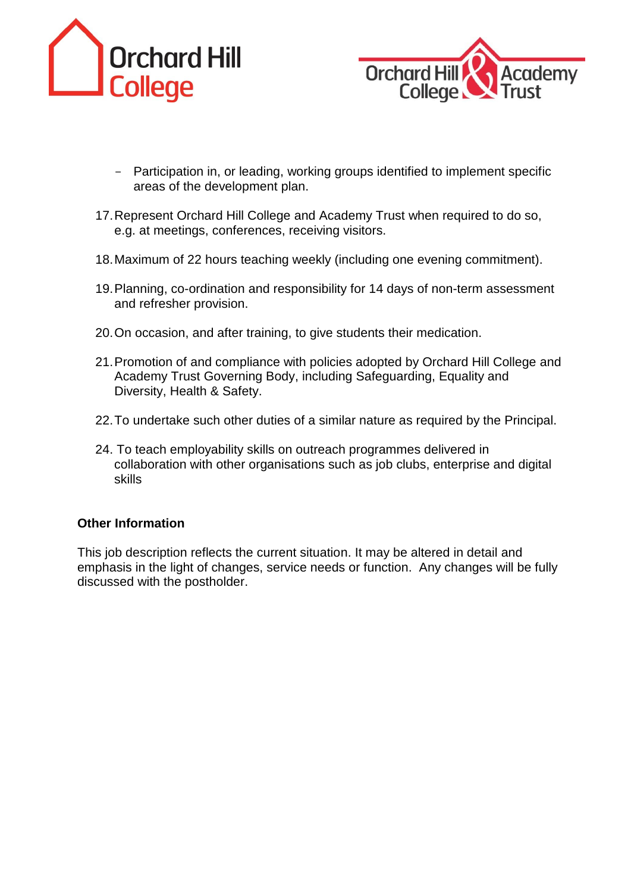- Participation in, or leading, working groups identified to implement specific areas of the development plan.

17. Represent Orchard Hill College and Academy Trust when required to do so, e.g. at meetings, conferences, receiving visitors.

18. Maximum of 22 hours teaching weekly (including one evening commitment).

19. Planning, co-ordination and responsibility for 14 days of non-term assessment and refresher provision.

20. On occasion, and after training, to give students their medication.

21. Promotion of and compliance with policies adopted by Orchard Hill College and Academy Trust Governing Body, including Safeguarding, Equality and Diversity, Health & Safety.

22. To undertake such other duties of a similar nature as required by the Principal.

24. To teach employability skills on outreach programmes delivered in collaboration with other organisations such as job clubs, enterprise and digital skills

**Other Information**

This job description reflects the current situation. It may be altered in detail and emphasis in the light of changes, service needs or function. Any changes will be fully discussed with the postholder.